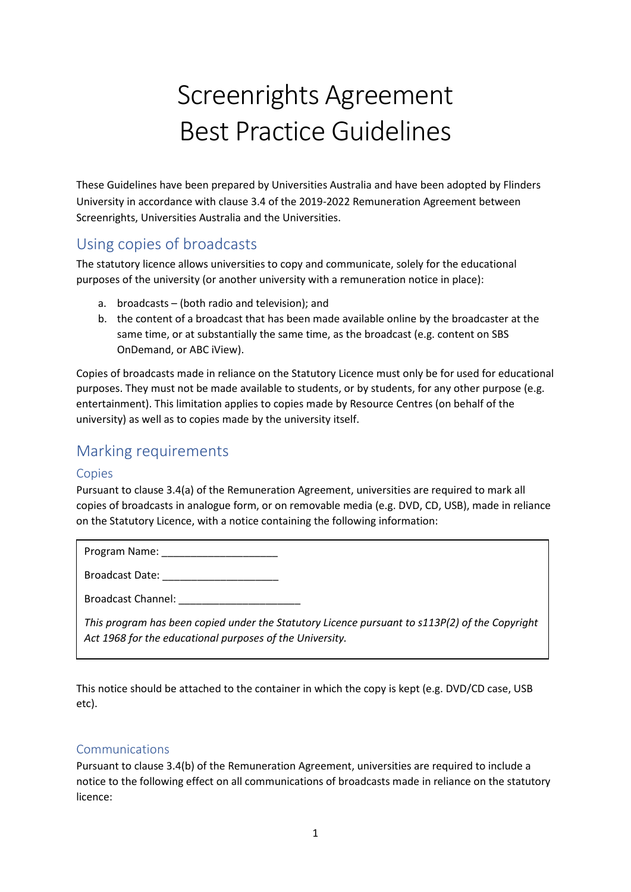# Screenrights Agreement
# Best Practice Guidelines

These Guidelines have been prepared by Universities Australia and have been adopted by Flinders University in accordance with clause 3.4 of the 2019-2022 Remuneration Agreement between Screenrights, Universities Australia and the Universities.

## Using copies of broadcasts

The statutory licence allows universities to copy and communicate, solely for the educational purposes of the university (or another university with a remuneration notice in place):

a. broadcasts – (both radio and television); and
b. the content of a broadcast that has been made available online by the broadcaster at the same time, or at substantially the same time, as the broadcast (e.g. content on SBS OnDemand, or ABC iView).

Copies of broadcasts made in reliance on the Statutory Licence must only be for used for educational purposes. They must not be made available to students, or by students, for any other purpose (e.g. entertainment). This limitation applies to copies made by Resource Centres (on behalf of the university) as well as to copies made by the university itself.

## Marking requirements

### Copies

Pursuant to clause 3.4(a) of the Remuneration Agreement, universities are required to mark all copies of broadcasts in analogue form, or on removable media (e.g. DVD, CD, USB), made in reliance on the Statutory Licence, with a notice containing the following information:

> Program Name: ____________________
>
> Broadcast Date: ____________________
>
> Broadcast Channel: _____________________
>
> *This program has been copied under the Statutory Licence pursuant to s113P(2) of the Copyright Act 1968 for the educational purposes of the University.*

This notice should be attached to the container in which the copy is kept (e.g. DVD/CD case, USB etc).

### Communications

Pursuant to clause 3.4(b) of the Remuneration Agreement, universities are required to include a notice to the following effect on all communications of broadcasts made in reliance on the statutory licence: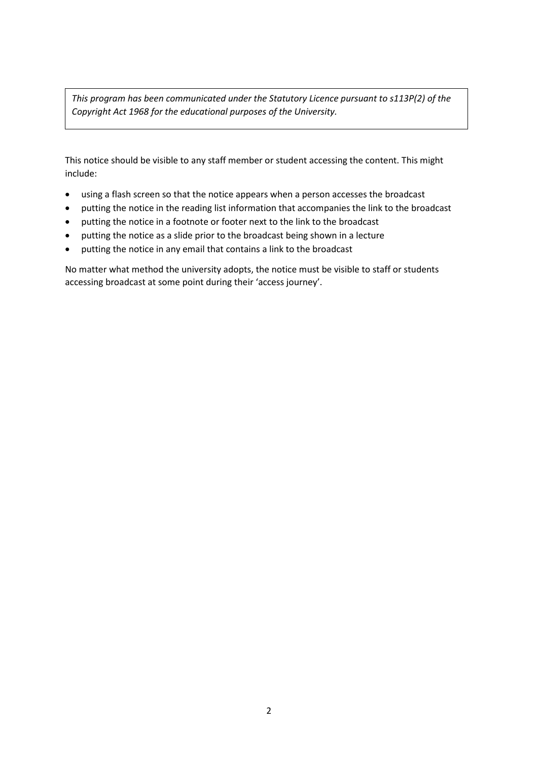> *This program has been communicated under the Statutory Licence pursuant to s113P(2) of the Copyright Act 1968 for the educational purposes of the University.*

This notice should be visible to any staff member or student accessing the content. This might include:

- using a flash screen so that the notice appears when a person accesses the broadcast
- putting the notice in the reading list information that accompanies the link to the broadcast
- putting the notice in a footnote or footer next to the link to the broadcast
- putting the notice as a slide prior to the broadcast being shown in a lecture
- putting the notice in any email that contains a link to the broadcast

No matter what method the university adopts, the notice must be visible to staff or students accessing broadcast at some point during their 'access journey'.